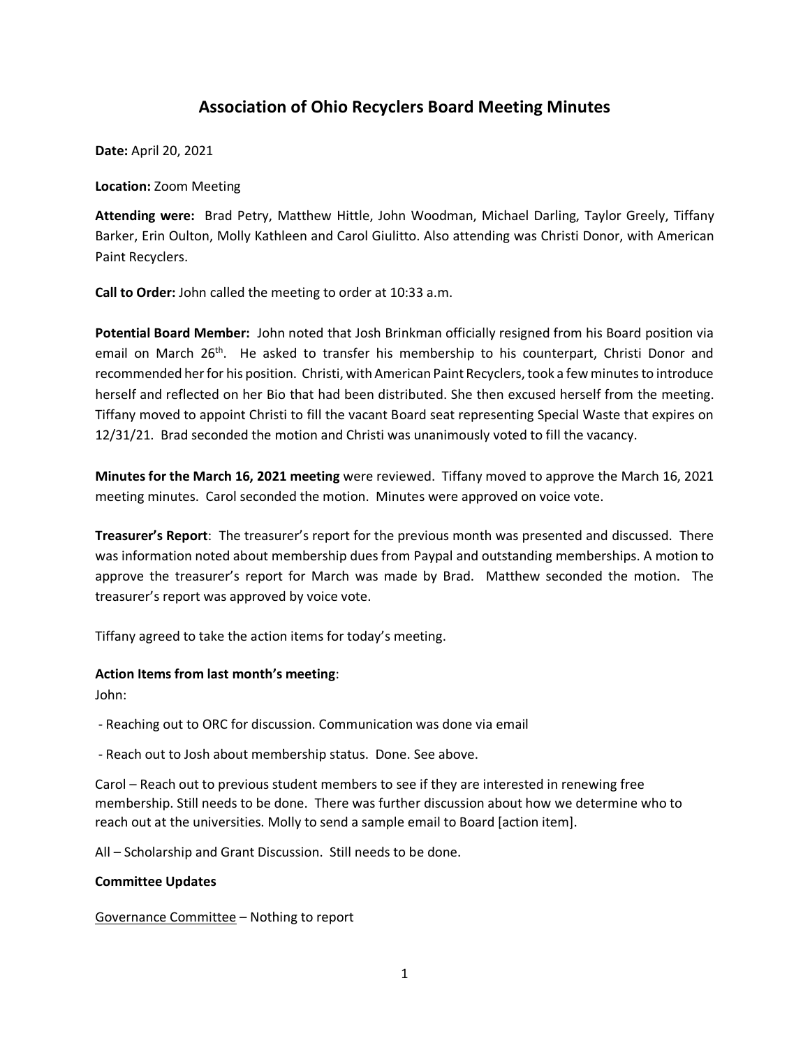# Association of Ohio Recyclers Board Meeting Minutes

**Date:** April 20, 2021

**Location:** Zoom Meeting

**Attending were:** Brad Petry, Matthew Hittle, John Woodman, Michael Darling, Taylor Greely, Tiffany Barker, Erin Oulton, Molly Kathleen and Carol Giulitto. Also attending was Christi Donor, with American Paint Recyclers.

**Call to Order:** John called the meeting to order at 10:33 a.m.

**Potential Board Member:** John noted that Josh Brinkman officially resigned from his Board position via email on March 26th. He asked to transfer his membership to his counterpart, Christi Donor and recommended her for his position. Christi, with American Paint Recyclers, took a few minutes to introduce herself and reflected on her Bio that had been distributed. She then excused herself from the meeting. Tiffany moved to appoint Christi to fill the vacant Board seat representing Special Waste that expires on 12/31/21. Brad seconded the motion and Christi was unanimously voted to fill the vacancy.

**Minutes for the March 16, 2021 meeting** were reviewed. Tiffany moved to approve the March 16, 2021 meeting minutes. Carol seconded the motion. Minutes were approved on voice vote.

**Treasurer's Report**: The treasurer's report for the previous month was presented and discussed. There was information noted about membership dues from Paypal and outstanding memberships. A motion to approve the treasurer's report for March was made by Brad. Matthew seconded the motion. The treasurer's report was approved by voice vote.

Tiffany agreed to take the action items for today's meeting.

**Action Items from last month's meeting**:

John:

- Reaching out to ORC for discussion. Communication was done via email
- Reach out to Josh about membership status. Done. See above.

Carol – Reach out to previous student members to see if they are interested in renewing free membership. Still needs to be done. There was further discussion about how we determine who to reach out at the universities. Molly to send a sample email to Board [action item].

All – Scholarship and Grant Discussion. Still needs to be done.

**Committee Updates**

Governance Committee – Nothing to report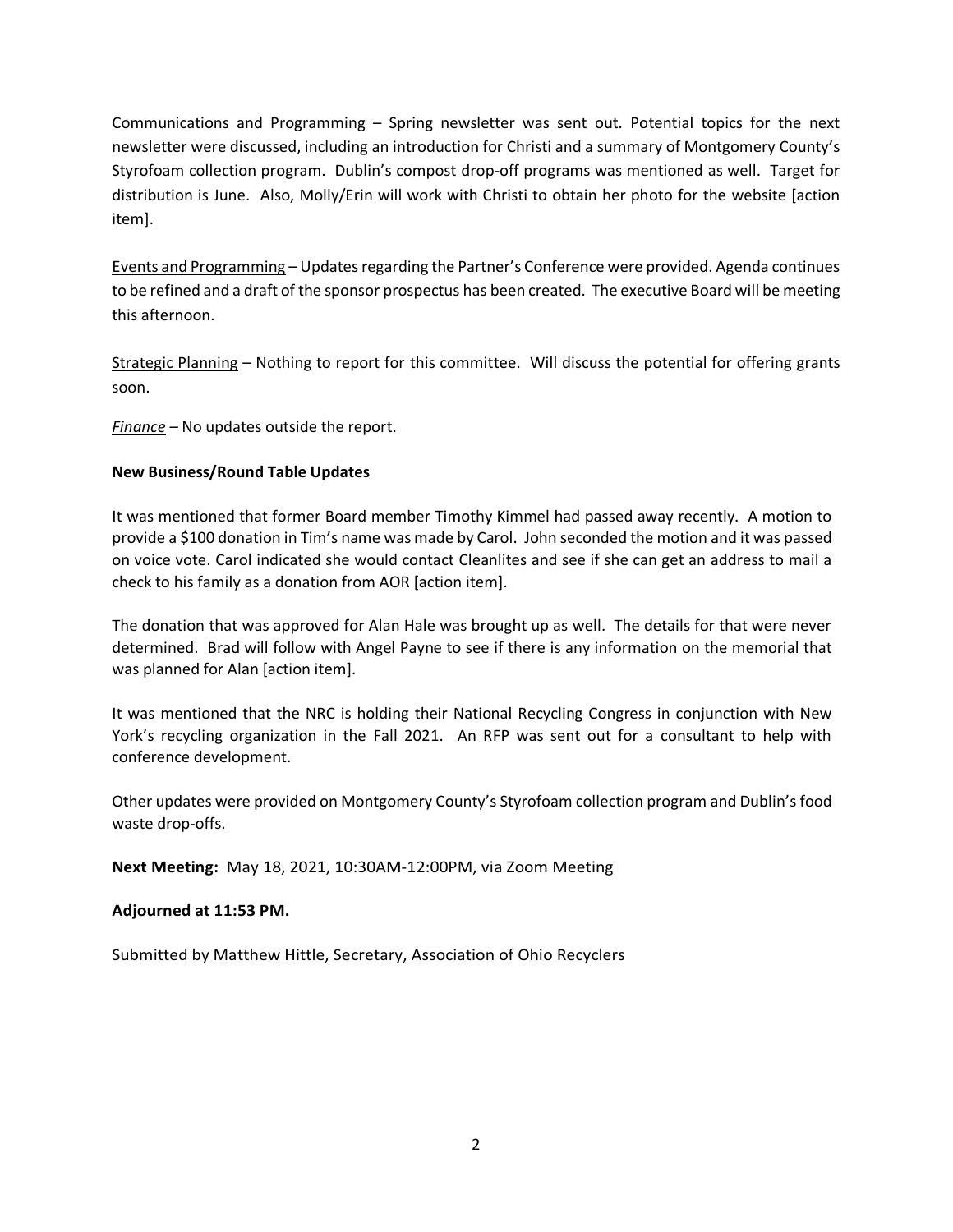Communications and Programming – Spring newsletter was sent out. Potential topics for the next newsletter were discussed, including an introduction for Christi and a summary of Montgomery County's Styrofoam collection program. Dublin's compost drop-off programs was mentioned as well. Target for distribution is June. Also, Molly/Erin will work with Christi to obtain her photo for the website [action item].

Events and Programming – Updates regarding the Partner's Conference were provided. Agenda continues to be refined and a draft of the sponsor prospectus has been created. The executive Board will be meeting this afternoon.

Strategic Planning – Nothing to report for this committee. Will discuss the potential for offering grants soon.

*Finance* – No updates outside the report.

**New Business/Round Table Updates**

It was mentioned that former Board member Timothy Kimmel had passed away recently. A motion to provide a $100 donation in Tim's name was made by Carol. John seconded the motion and it was passed on voice vote. Carol indicated she would contact Cleanlites and see if she can get an address to mail a check to his family as a donation from AOR [action item].

The donation that was approved for Alan Hale was brought up as well. The details for that were never determined. Brad will follow with Angel Payne to see if there is any information on the memorial that was planned for Alan [action item].

It was mentioned that the NRC is holding their National Recycling Congress in conjunction with New York's recycling organization in the Fall 2021. An RFP was sent out for a consultant to help with conference development.

Other updates were provided on Montgomery County's Styrofoam collection program and Dublin's food waste drop-offs.

**Next Meeting:** May 18, 2021, 10:30AM-12:00PM, via Zoom Meeting

**Adjourned at 11:53 PM.**

Submitted by Matthew Hittle, Secretary, Association of Ohio Recyclers